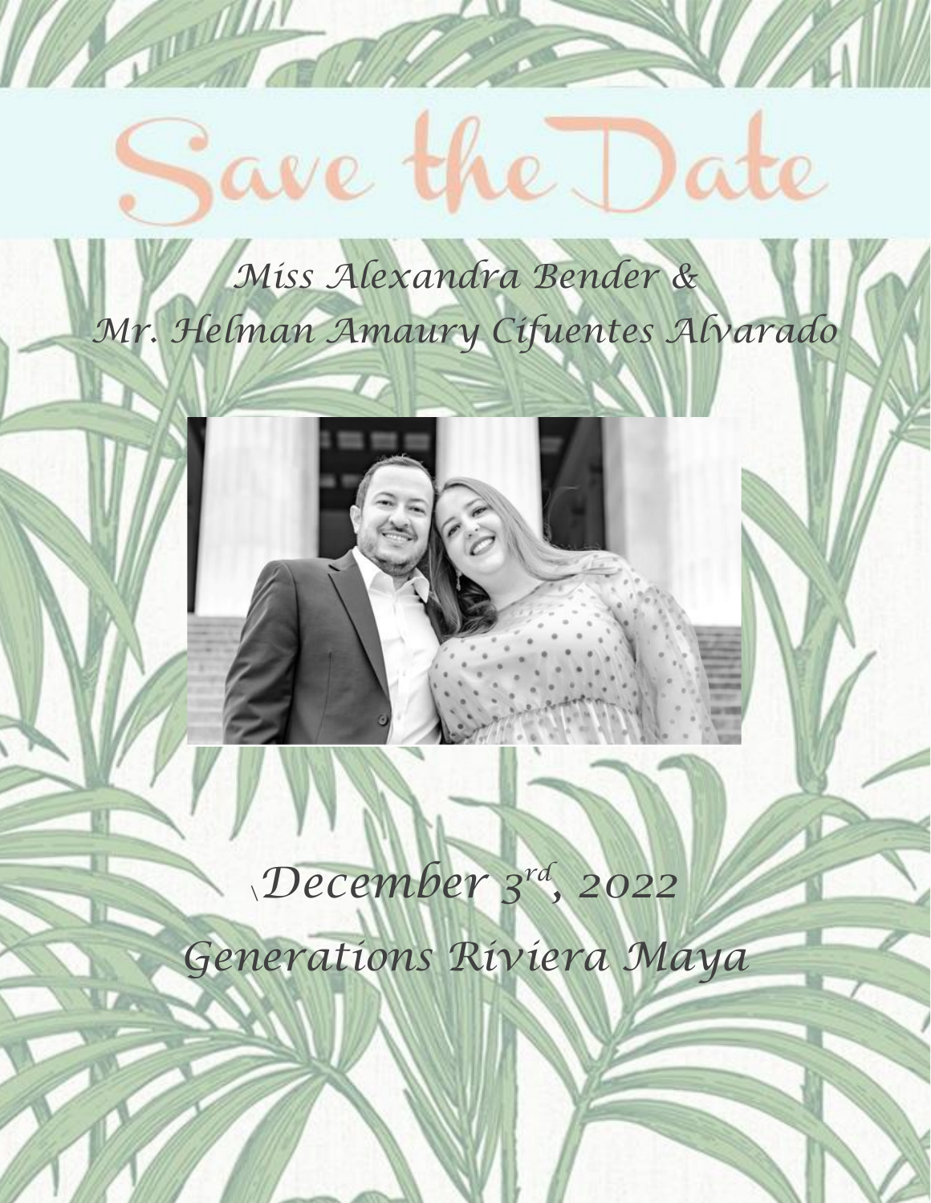# Save the Date

*Miss Alexandra Bender &*
*Mr. Helman Amaury Cifuentes Alvarado*

*\December 3rd, 2022*

*Generations Riviera Maya*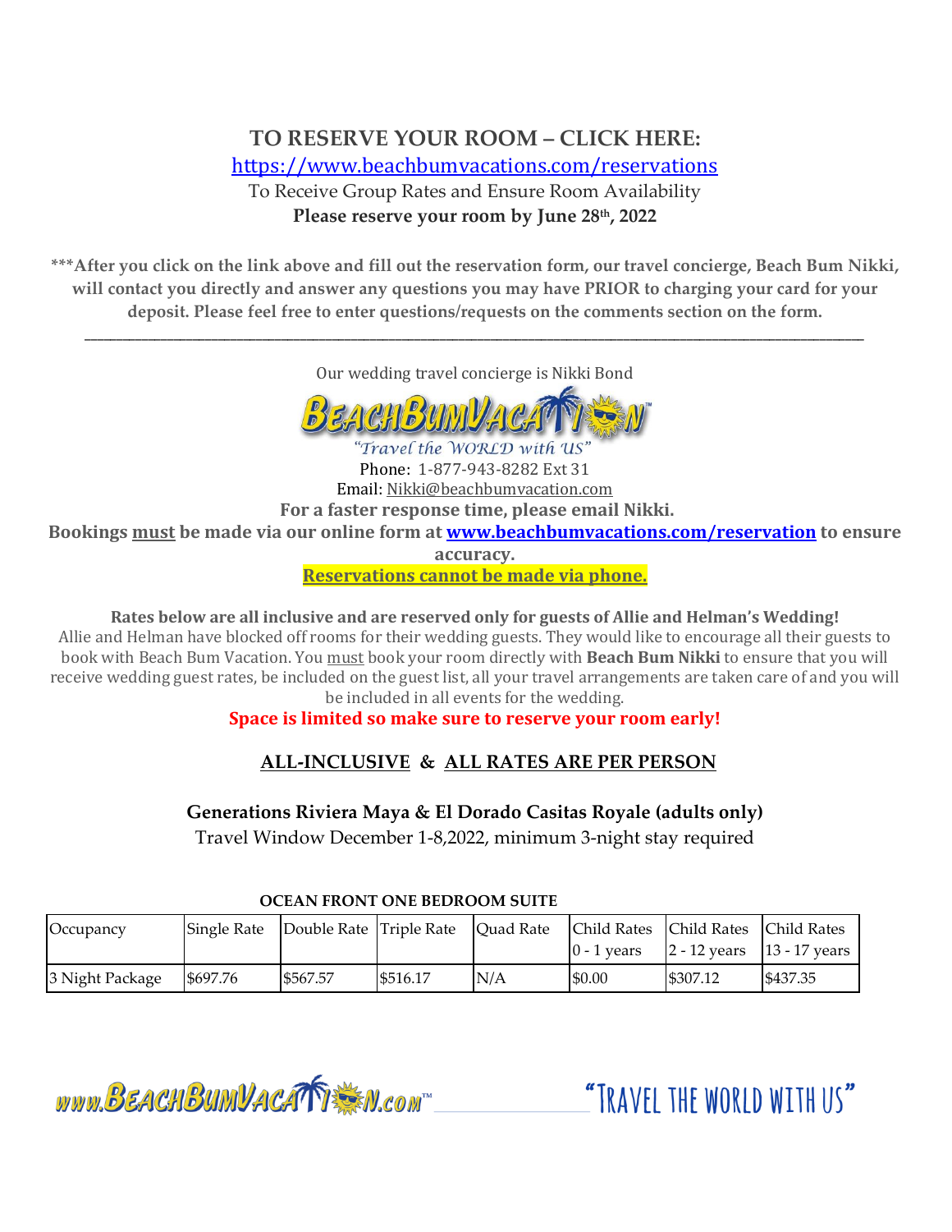## TO RESERVE YOUR ROOM – CLICK HERE:

https://www.beachbumvacations.com/reservations

To Receive Group Rates and Ensure Room Availability

**Please reserve your room by June 28th, 2022**

**\*\*\*After you click on the link above and fill out the reservation form, our travel concierge, Beach Bum Nikki, will contact you directly and answer any questions you may have PRIOR to charging your card for your deposit. Please feel free to enter questions/requests on the comments section on the form.**

---

Our wedding travel concierge is Nikki Bond

BEACHBUMVACATION™

*"Travel the WORLD with US"*

Phone: 1-877-943-8282 Ext 31

Email: Nikki@beachbumvacation.com

**For a faster response time, please email Nikki.**

**Bookings must be made via our online form at www.beachbumvacations.com/reservation to ensure accuracy.**

**Reservations cannot be made via phone.**

**Rates below are all inclusive and are reserved only for guests of Allie and Helman's Wedding!**

Allie and Helman have blocked off rooms for their wedding guests. They would like to encourage all their guests to book with Beach Bum Vacation. You must book your room directly with **Beach Bum Nikki** to ensure that you will receive wedding guest rates, be included on the guest list, all your travel arrangements are taken care of and you will be included in all events for the wedding.

**Space is limited so make sure to reserve your room early!**

### ALL-INCLUSIVE & ALL RATES ARE PER PERSON

**Generations Riviera Maya & El Dorado Casitas Royale (adults only)**

Travel Window December 1-8,2022, minimum 3-night stay required

**OCEAN FRONT ONE BEDROOM SUITE**

| Occupancy | Single Rate | Double Rate | Triple Rate | Quad Rate | Child Rates 0 - 1 years | Child Rates 2 - 12 years | Child Rates 13 - 17 years |
|---|---|---|---|---|---|---|---|
| 3 Night Package | $697.76 | $567.57 | $516.17 | N/A | $0.00 | $307.12 | $437.35 |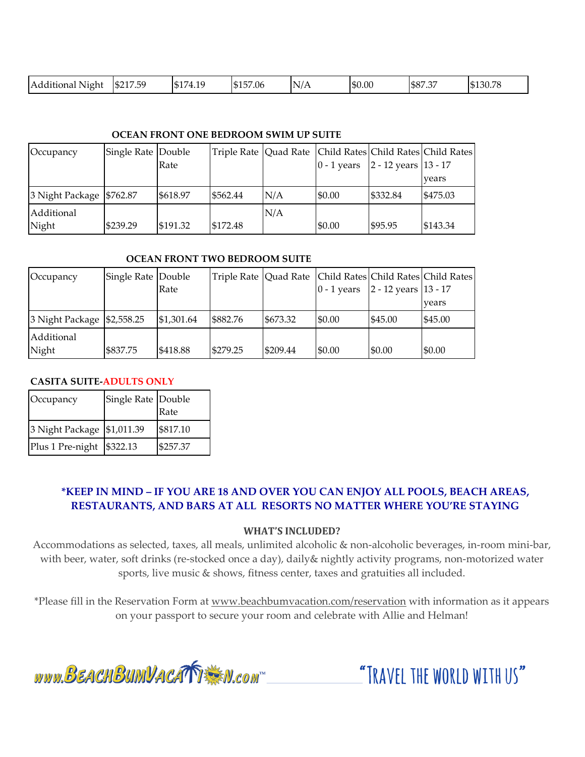| Additional Night | $217.59 | $174.19 | $157.06 | N/A | $0.00 | $87.37 | $130.78 |
|---|---|---|---|---|---|---|---|

**OCEAN FRONT ONE BEDROOM SWIM UP SUITE**

| Occupancy | Single Rate | Double Rate | Triple Rate | Quad Rate | Child Rates 0 - 1 years | Child Rates 2 - 12 years | Child Rates 13 - 17 years |
|---|---|---|---|---|---|---|---|
| 3 Night Package | $762.87 | $618.97 | $562.44 | N/A | $0.00 | $332.84 | $475.03 |
| Additional Night | $239.29 | $191.32 | $172.48 | N/A | $0.00 | $95.95 | $143.34 |

**OCEAN FRONT TWO BEDROOM SUITE**

| Occupancy | Single Rate | Double Rate | Triple Rate | Quad Rate | Child Rates 0 - 1 years | Child Rates 2 - 12 years | Child Rates 13 - 17 years |
|---|---|---|---|---|---|---|---|
| 3 Night Package | $2,558.25 | $1,301.64 | $882.76 | $673.32 | $0.00 | $45.00 | $45.00 |
| Additional Night | $837.75 | $418.88 | $279.25 | $209.44 | $0.00 | $0.00 | $0.00 |

**CASITA SUITE-ADULTS ONLY**

| Occupancy | Single Rate | Double Rate |
|---|---|---|
| 3 Night Package | $1,011.39 | $817.10 |
| Plus 1 Pre-night | $322.13 | $257.37 |

**\*KEEP IN MIND – IF YOU ARE 18 AND OVER YOU CAN ENJOY ALL POOLS, BEACH AREAS, RESTAURANTS, AND BARS AT ALL RESORTS NO MATTER WHERE YOU'RE STAYING**

**WHAT'S INCLUDED?**

Accommodations as selected, taxes, all meals, unlimited alcoholic & non-alcoholic beverages, in-room mini-bar, with beer, water, soft drinks (re-stocked once a day), daily& nightly activity programs, non-motorized water sports, live music & shows, fitness center, taxes and gratuities all included.

*Please fill in the Reservation Form at www.beachbumvacation.com/reservation with information as it appears on your passport to secure your room and celebrate with Allie and Helman!

www.BeachBumVacation.com™ "Travel the world with us"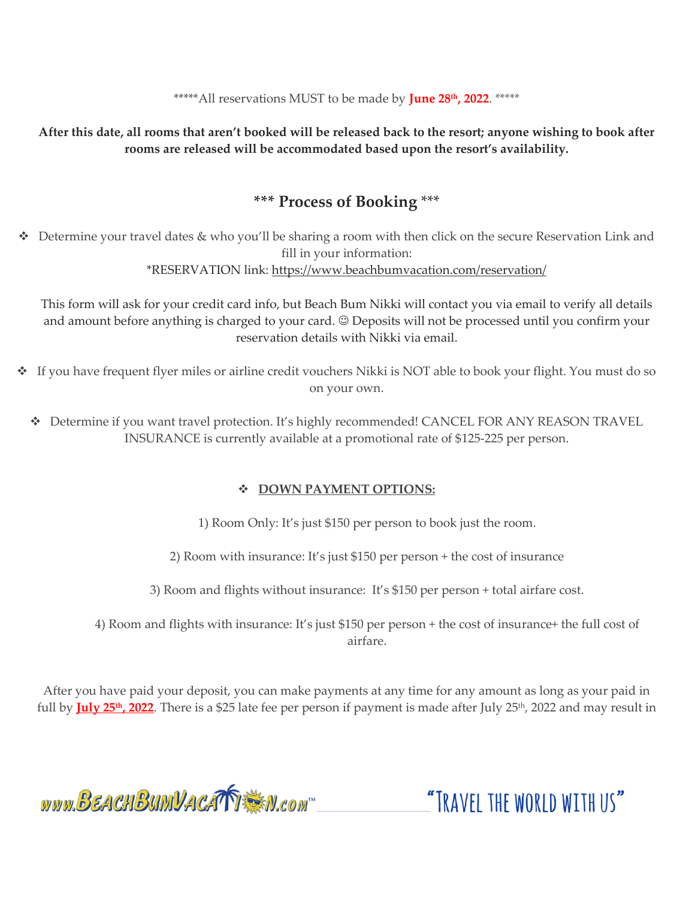*****All reservations MUST to be made by **June 28th, 2022**. *****

**After this date, all rooms that aren't booked will be released back to the resort; anyone wishing to book after rooms are released will be accommodated based upon the resort's availability.**

## *** Process of Booking ***

- Determine your travel dates & who you'll be sharing a room with then click on the secure Reservation Link and fill in your information:
  *RESERVATION link: https://www.beachbumvacation.com/reservation/

  This form will ask for your credit card info, but Beach Bum Nikki will contact you via email to verify all details and amount before anything is charged to your card. ☺ Deposits will not be processed until you confirm your reservation details with Nikki via email.

- If you have frequent flyer miles or airline credit vouchers Nikki is NOT able to book your flight. You must do so on your own.

- Determine if you want travel protection. It's highly recommended! CANCEL FOR ANY REASON TRAVEL INSURANCE is currently available at a promotional rate of $125-225 per person.

- **DOWN PAYMENT OPTIONS:**

1) Room Only: It's just $150 per person to book just the room.

2) Room with insurance: It's just $150 per person + the cost of insurance

3) Room and flights without insurance: It's $150 per person + total airfare cost.

4) Room and flights with insurance: It's just $150 per person + the cost of insurance+ the full cost of airfare.

After you have paid your deposit, you can make payments at any time for any amount as long as your paid in full by **July 25th, 2022**. There is a $25 late fee per person if payment is made after July 25th, 2022 and may result in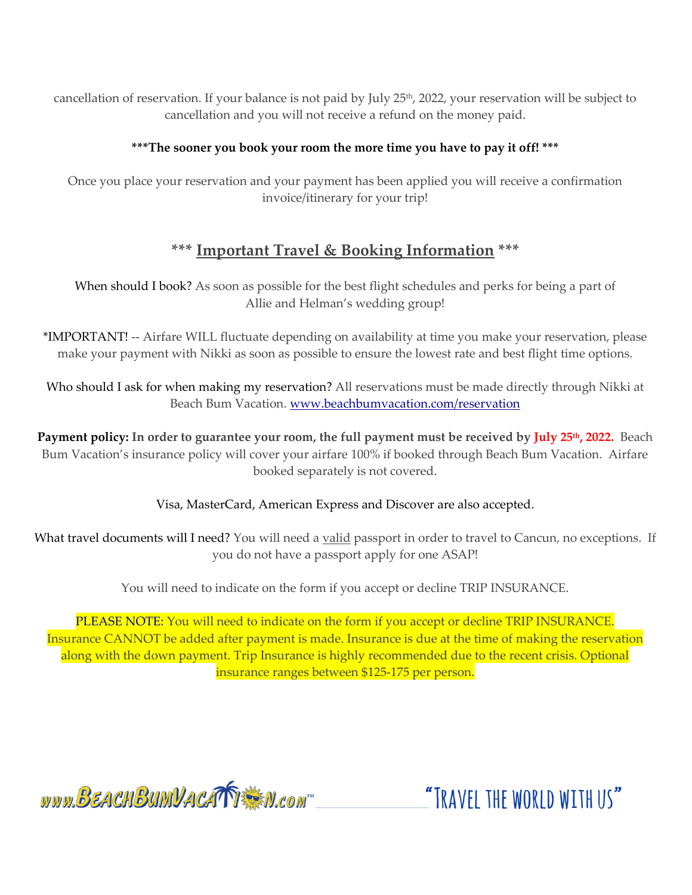cancellation of reservation. If your balance is not paid by July 25th, 2022, your reservation will be subject to cancellation and you will not receive a refund on the money paid.

**\*\*\*The sooner you book your room the more time you have to pay it off! \*\*\***

Once you place your reservation and your payment has been applied you will receive a confirmation invoice/itinerary for your trip!

## \*\*\* Important Travel & Booking Information \*\*\*

When should I book? As soon as possible for the best flight schedules and perks for being a part of Allie and Helman's wedding group!

\*IMPORTANT! -- Airfare WILL fluctuate depending on availability at time you make your reservation, please make your payment with Nikki as soon as possible to ensure the lowest rate and best flight time options.

Who should I ask for when making my reservation? All reservations must be made directly through Nikki at Beach Bum Vacation. [www.beachbumvacation.com/reservation](http://www.beachbumvacation.com/reservation)

**Payment policy: In order to guarantee your room, the full payment must be received by July 25th, 2022.** Beach Bum Vacation's insurance policy will cover your airfare 100% if booked through Beach Bum Vacation. Airfare booked separately is not covered.

Visa, MasterCard, American Express and Discover are also accepted.

What travel documents will I need? You will need a valid passport in order to travel to Cancun, no exceptions. If you do not have a passport apply for one ASAP!

You will need to indicate on the form if you accept or decline TRIP INSURANCE.

PLEASE NOTE: You will need to indicate on the form if you accept or decline TRIP INSURANCE. Insurance CANNOT be added after payment is made. Insurance is due at the time of making the reservation along with the down payment. Trip Insurance is highly recommended due to the recent crisis. Optional insurance ranges between $125-175 per person.

www.BeachBumVacation.com™ "Travel the world with us"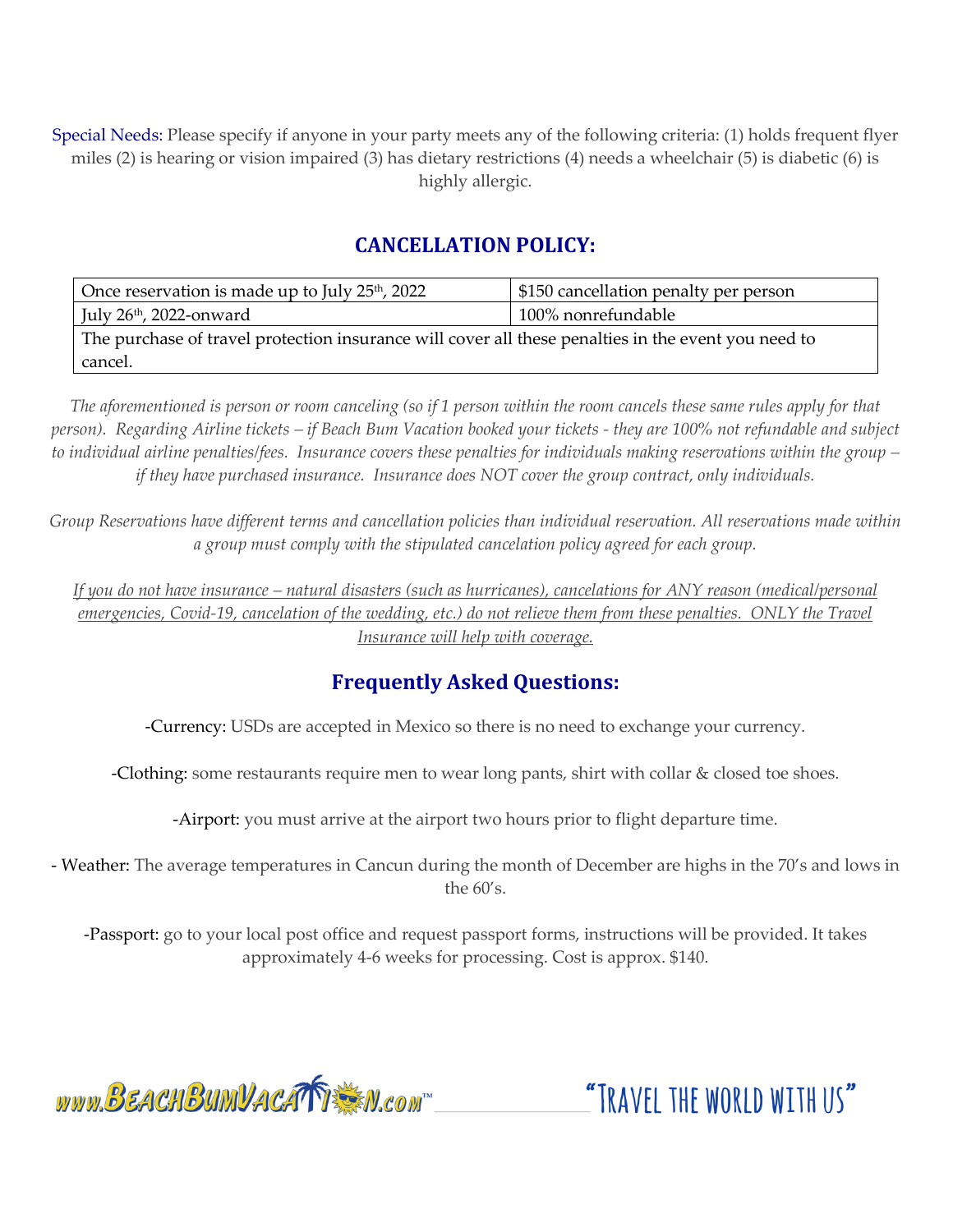Special Needs: Please specify if anyone in your party meets any of the following criteria: (1) holds frequent flyer miles (2) is hearing or vision impaired (3) has dietary restrictions (4) needs a wheelchair (5) is diabetic (6) is highly allergic.

## CANCELLATION POLICY:

| Once reservation is made up to July 25th, 2022 | $150 cancellation penalty per person |
|---|---|
| July 26th, 2022-onward | 100% nonrefundable |
| The purchase of travel protection insurance will cover all these penalties in the event you need to cancel. | |

*The aforementioned is person or room canceling (so if 1 person within the room cancels these same rules apply for that person). Regarding Airline tickets – if Beach Bum Vacation booked your tickets - they are 100% not refundable and subject to individual airline penalties/fees. Insurance covers these penalties for individuals making reservations within the group – if they have purchased insurance. Insurance does NOT cover the group contract, only individuals.*

*Group Reservations have different terms and cancellation policies than individual reservation. All reservations made within a group must comply with the stipulated cancelation policy agreed for each group.*

*<u>If you do not have insurance – natural disasters (such as hurricanes), cancelations for ANY reason (medical/personal emergencies, Covid-19, cancelation of the wedding, etc.) do not relieve them from these penalties. ONLY the Travel Insurance will help with coverage.</u>*

## Frequently Asked Questions:

-Currency: USDs are accepted in Mexico so there is no need to exchange your currency.

-Clothing: some restaurants require men to wear long pants, shirt with collar & closed toe shoes.

-Airport: you must arrive at the airport two hours prior to flight departure time.

- Weather: The average temperatures in Cancun during the month of December are highs in the 70's and lows in the 60's.

-Passport: go to your local post office and request passport forms, instructions will be provided. It takes approximately 4-6 weeks for processing. Cost is approx. $140.

www.BeachBumVacation.com™ "Travel the world with us"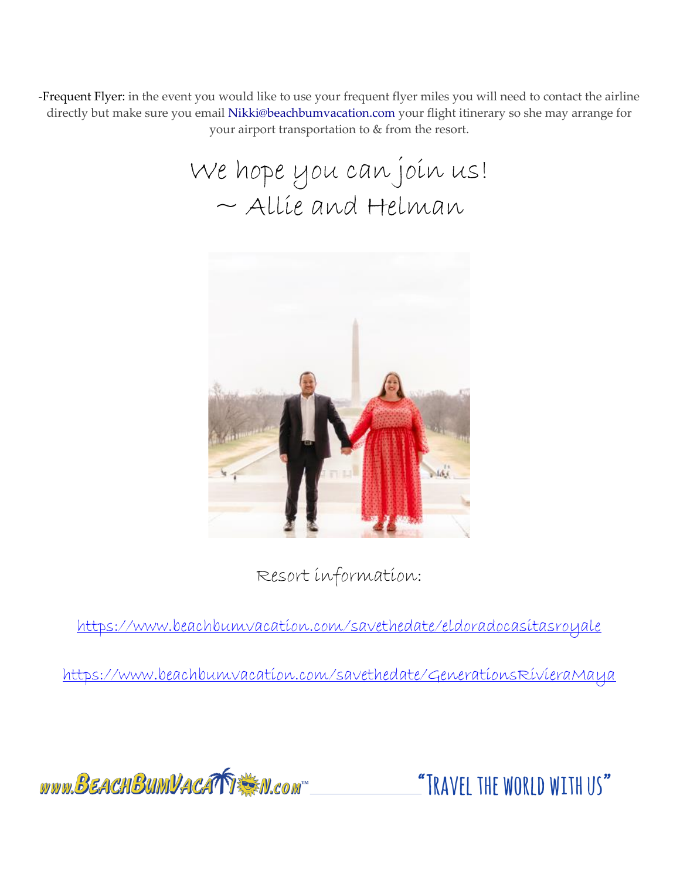-Frequent Flyer: in the event you would like to use your frequent flyer miles you will need to contact the airline directly but make sure you email Nikki@beachbumvacation.com your flight itinerary so she may arrange for your airport transportation to & from the resort.

We hope you can join us!
~ Allie and Helman

Resort information:

https://www.beachbumvacation.com/savethedate/eldoradocasitasroyale

https://www.beachbumvacation.com/savethedate/GenerationsRivieraMaya

www.BeachBumVacation.com™ "Travel the world with us"